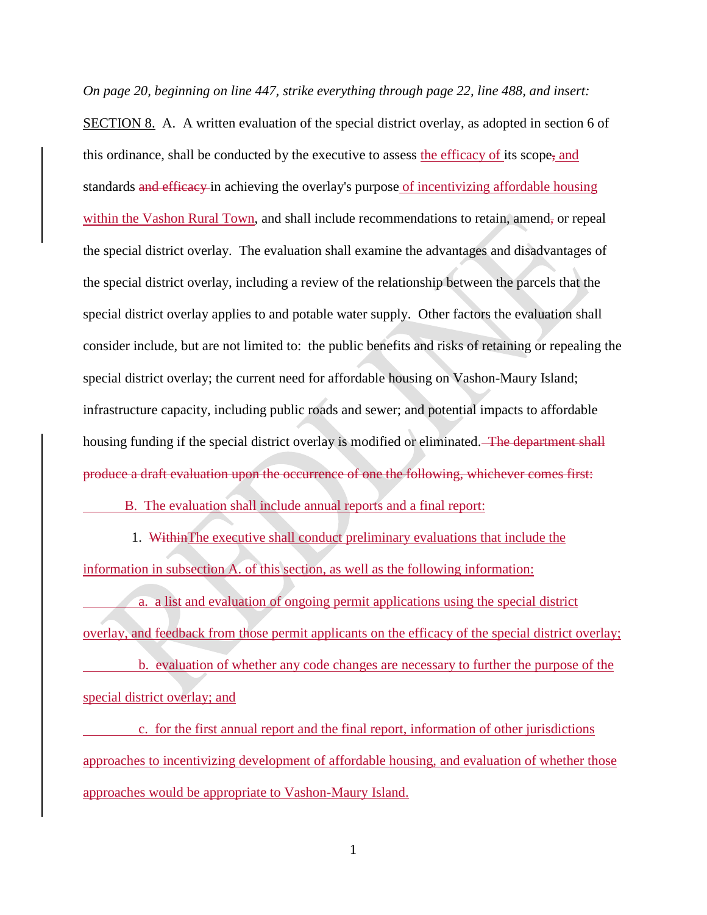*On page 20, beginning on line 447, strike everything through page 22, line 488, and insert:*

SECTION 8. A. A written evaluation of the special district overlay, as adopted in section 6 of this ordinance, shall be conducted by the executive to assess the efficacy of its scope, and standards and efficacy in achieving the overlay's purpose of incentivizing affordable housing within the Vashon Rural Town, and shall include recommendations to retain, amend, or repeal the special district overlay. The evaluation shall examine the advantages and disadvantages of the special district overlay, including a review of the relationship between the parcels that the special district overlay applies to and potable water supply. Other factors the evaluation shall consider include, but are not limited to: the public benefits and risks of retaining or repealing the special district overlay; the current need for affordable housing on Vashon-Maury Island; infrastructure capacity, including public roads and sewer; and potential impacts to affordable housing funding if the special district overlay is modified or eliminated. The department shall produce a draft evaluation upon the occurrence of one the following, whichever comes first:

B. The evaluation shall include annual reports and a final report:

1. WithinThe executive shall conduct preliminary evaluations that include the information in subsection A. of this section, as well as the following information:

a. a list and evaluation of ongoing permit applications using the special district overlay, and feedback from those permit applicants on the efficacy of the special district overlay;

b. evaluation of whether any code changes are necessary to further the purpose of the special district overlay; and

c. for the first annual report and the final report, information of other jurisdictions approaches to incentivizing development of affordable housing, and evaluation of whether those approaches would be appropriate to Vashon-Maury Island.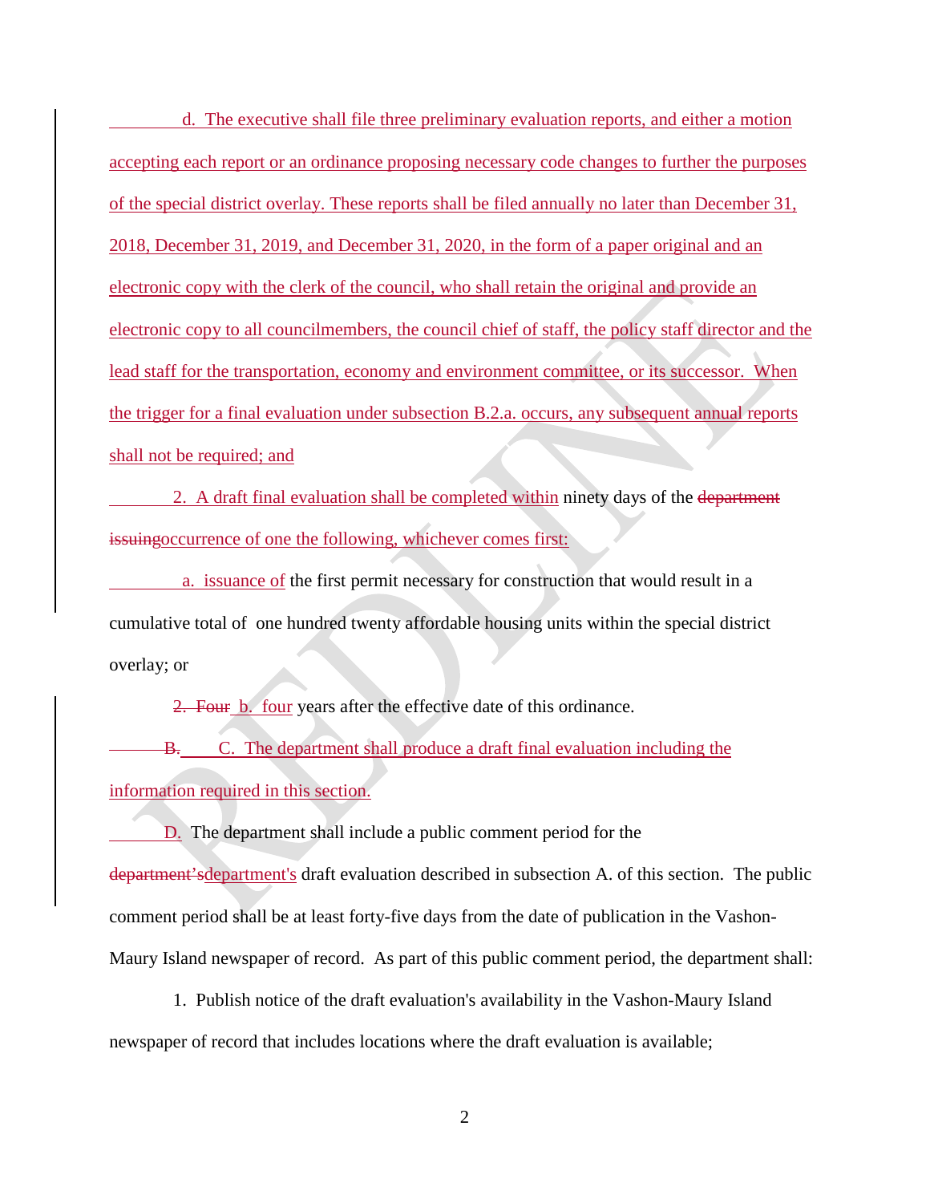d. The executive shall file three preliminary evaluation reports, and either a motion accepting each report or an ordinance proposing necessary code changes to further the purposes of the special district overlay. These reports shall be filed annually no later than December 31, 2018, December 31, 2019, and December 31, 2020, in the form of a paper original and an electronic copy with the clerk of the council, who shall retain the original and provide an electronic copy to all councilmembers, the council chief of staff, the policy staff director and the lead staff for the transportation, economy and environment committee, or its successor. When the trigger for a final evaluation under subsection B.2.a. occurs, any subsequent annual reports shall not be required; and

2. A draft final evaluation shall be completed within ninety days of the ~~department issuing~~occurrence of one the following, whichever comes first:

a. issuance of the first permit necessary for construction that would result in a cumulative total of one hundred twenty affordable housing units within the special district overlay; or

~~2. Four~~ b. four years after the effective date of this ordinance.

~~B.~~ C. The department shall produce a draft final evaluation including the information required in this section.

D. The department shall include a public comment period for the ~~department's~~department's draft evaluation described in subsection A. of this section. The public comment period shall be at least forty-five days from the date of publication in the Vashon-Maury Island newspaper of record. As part of this public comment period, the department shall:

1. Publish notice of the draft evaluation's availability in the Vashon-Maury Island newspaper of record that includes locations where the draft evaluation is available;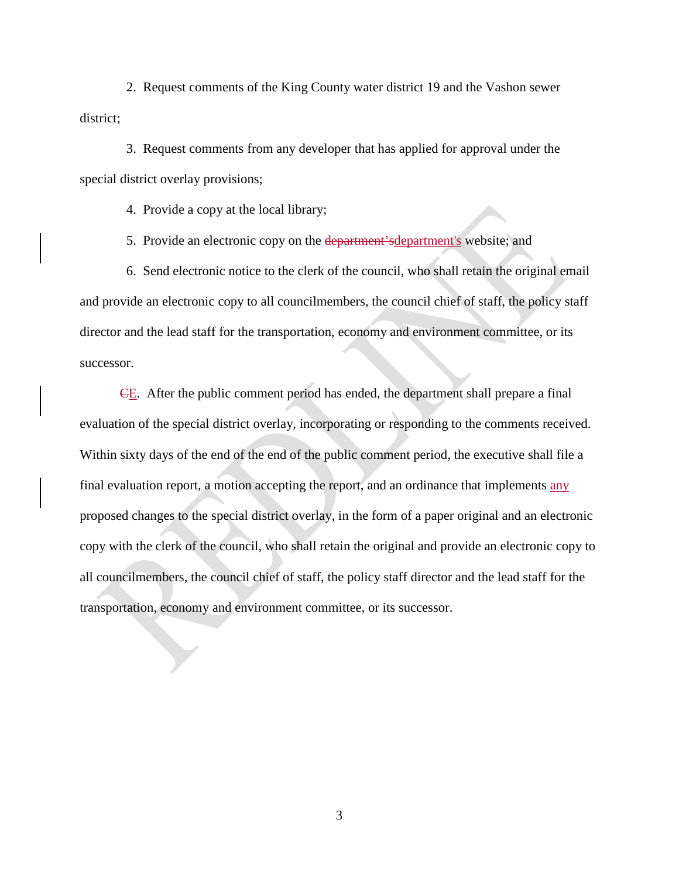2. Request comments of the King County water district 19 and the Vashon sewer district;

3. Request comments from any developer that has applied for approval under the special district overlay provisions;

4. Provide a copy at the local library;

5. Provide an electronic copy on the ~~department’s~~department's website; and

6. Send electronic notice to the clerk of the council, who shall retain the original email and provide an electronic copy to all councilmembers, the council chief of staff, the policy staff director and the lead staff for the transportation, economy and environment committee, or its successor.

~~C~~E. After the public comment period has ended, the department shall prepare a final evaluation of the special district overlay, incorporating or responding to the comments received. Within sixty days of the end of the end of the public comment period, the executive shall file a final evaluation report, a motion accepting the report, and an ordinance that implements any proposed changes to the special district overlay, in the form of a paper original and an electronic copy with the clerk of the council, who shall retain the original and provide an electronic copy to all councilmembers, the council chief of staff, the policy staff director and the lead staff for the transportation, economy and environment committee, or its successor.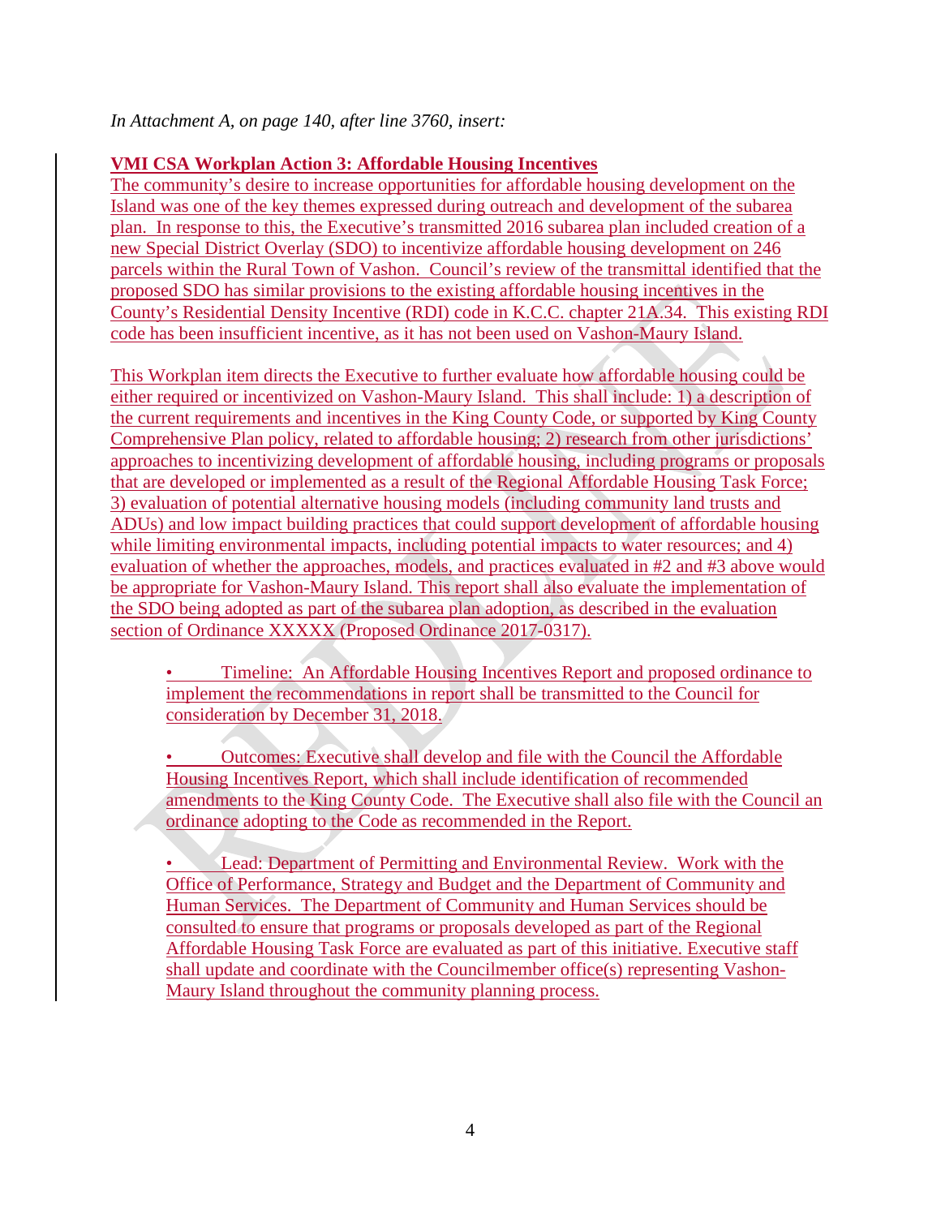*In Attachment A, on page 140, after line 3760, insert:*

**VMI CSA Workplan Action 3: Affordable Housing Incentives**

The community's desire to increase opportunities for affordable housing development on the Island was one of the key themes expressed during outreach and development of the subarea plan. In response to this, the Executive's transmitted 2016 subarea plan included creation of a new Special District Overlay (SDO) to incentivize affordable housing development on 246 parcels within the Rural Town of Vashon. Council's review of the transmittal identified that the proposed SDO has similar provisions to the existing affordable housing incentives in the County's Residential Density Incentive (RDI) code in K.C.C. chapter 21A.34. This existing RDI code has been insufficient incentive, as it has not been used on Vashon-Maury Island.

This Workplan item directs the Executive to further evaluate how affordable housing could be either required or incentivized on Vashon-Maury Island. This shall include: 1) a description of the current requirements and incentives in the King County Code, or supported by King County Comprehensive Plan policy, related to affordable housing; 2) research from other jurisdictions' approaches to incentivizing development of affordable housing, including programs or proposals that are developed or implemented as a result of the Regional Affordable Housing Task Force; 3) evaluation of potential alternative housing models (including community land trusts and ADUs) and low impact building practices that could support development of affordable housing while limiting environmental impacts, including potential impacts to water resources; and 4) evaluation of whether the approaches, models, and practices evaluated in #2 and #3 above would be appropriate for Vashon-Maury Island. This report shall also evaluate the implementation of the SDO being adopted as part of the subarea plan adoption, as described in the evaluation section of Ordinance XXXXX (Proposed Ordinance 2017-0317).

- Timeline: An Affordable Housing Incentives Report and proposed ordinance to implement the recommendations in report shall be transmitted to the Council for consideration by December 31, 2018.

- Outcomes: Executive shall develop and file with the Council the Affordable Housing Incentives Report, which shall include identification of recommended amendments to the King County Code. The Executive shall also file with the Council an ordinance adopting to the Code as recommended in the Report.

- Lead: Department of Permitting and Environmental Review. Work with the Office of Performance, Strategy and Budget and the Department of Community and Human Services. The Department of Community and Human Services should be consulted to ensure that programs or proposals developed as part of the Regional Affordable Housing Task Force are evaluated as part of this initiative. Executive staff shall update and coordinate with the Councilmember office(s) representing Vashon-Maury Island throughout the community planning process.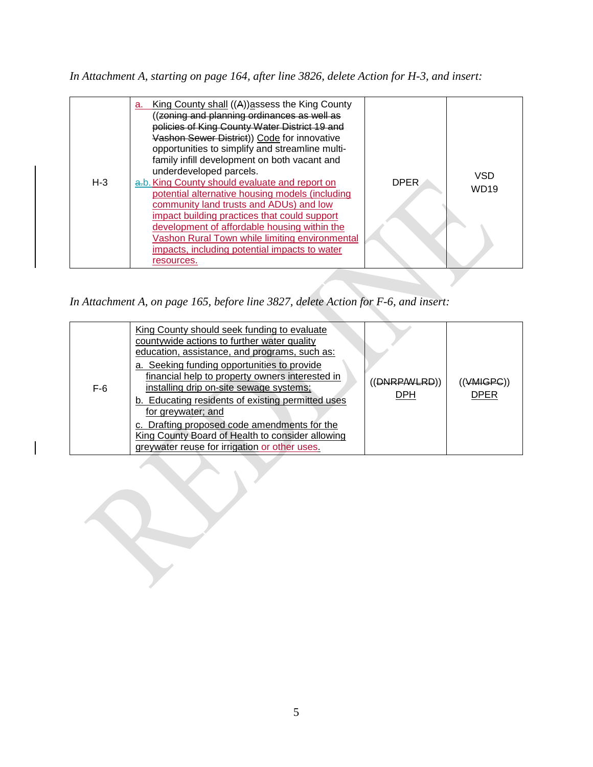*In Attachment A, starting on page 164, after line 3826, delete Action for H-3, and insert:*

| | | | |
|---|---|---|---|
| H-3 | a. King County shall ((A))assess the King County ((zoning and planning ordinances as well as policies of King County Water District 19 and Vashon Sewer District)) Code for innovative opportunities to simplify and streamline multi-family infill development on both vacant and underdeveloped parcels.<br>a.b. King County should evaluate and report on potential alternative housing models (including community land trusts and ADUs) and low impact building practices that could support development of affordable housing within the Vashon Rural Town while limiting environmental impacts, including potential impacts to water resources. | DPER | VSD<br>WD19 |

*In Attachment A, on page 165, before line 3827, delete Action for F-6, and insert:*

| | | | |
|---|---|---|---|
| F-6 | King County should seek funding to evaluate countywide actions to further water quality education, assistance, and programs, such as:<br>a. Seeking funding opportunities to provide financial help to property owners interested in installing drip on-site sewage systems;<br>b. Educating residents of existing permitted uses for greywater; and<br>c. Drafting proposed code amendments for the King County Board of Health to consider allowing greywater reuse for irrigation or other uses. | ((DNRP/WLRD)) DPH | ((VMIGPC)) DPER |